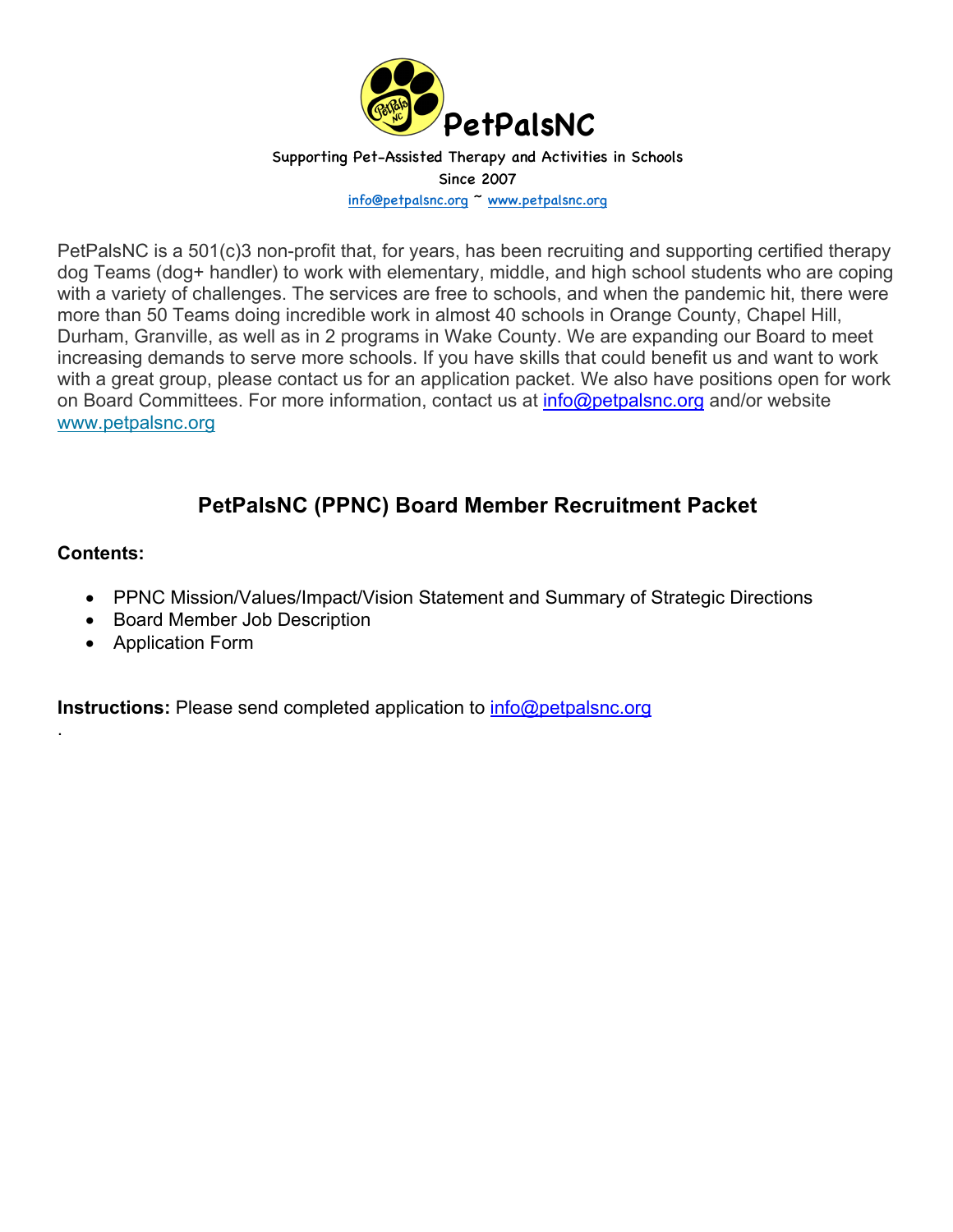# PetPalsNC

Supporting Pet-Assisted Therapy and Activities in Schools

Since 2007

info@petpalsnc.org ~ www.petpalsnc.org

PetPalsNC is a 501(c)3 non-profit that, for years, has been recruiting and supporting certified therapy dog Teams (dog+ handler) to work with elementary, middle, and high school students who are coping with a variety of challenges. The services are free to schools, and when the pandemic hit, there were more than 50 Teams doing incredible work in almost 40 schools in Orange County, Chapel Hill, Durham, Granville, as well as in 2 programs in Wake County. We are expanding our Board to meet increasing demands to serve more schools. If you have skills that could benefit us and want to work with a great group, please contact us for an application packet. We also have positions open for work on Board Committees. For more information, contact us at info@petpalsnc.org and/or website www.petpalsnc.org

## PetPalsNC (PPNC) Board Member Recruitment Packet

**Contents:**

- PPNC Mission/Values/Impact/Vision Statement and Summary of Strategic Directions
- Board Member Job Description
- Application Form

**Instructions:** Please send completed application to info@petpalsnc.org

.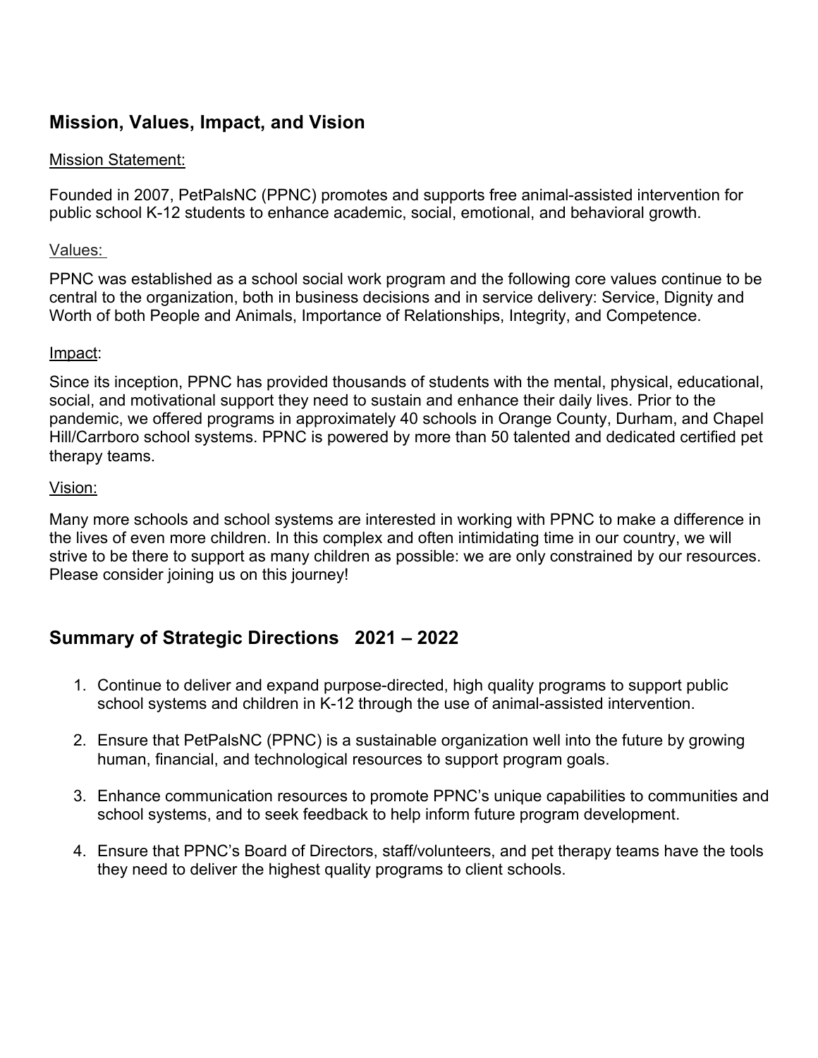## Mission, Values, Impact, and Vision

Mission Statement:

Founded in 2007, PetPalsNC (PPNC) promotes and supports free animal-assisted intervention for public school K-12 students to enhance academic, social, emotional, and behavioral growth.

Values:

PPNC was established as a school social work program and the following core values continue to be central to the organization, both in business decisions and in service delivery: Service, Dignity and Worth of both People and Animals, Importance of Relationships, Integrity, and Competence.

Impact:

Since its inception, PPNC has provided thousands of students with the mental, physical, educational, social, and motivational support they need to sustain and enhance their daily lives. Prior to the pandemic, we offered programs in approximately 40 schools in Orange County, Durham, and Chapel Hill/Carrboro school systems. PPNC is powered by more than 50 talented and dedicated certified pet therapy teams.

Vision:

Many more schools and school systems are interested in working with PPNC to make a difference in the lives of even more children. In this complex and often intimidating time in our country, we will strive to be there to support as many children as possible: we are only constrained by our resources. Please consider joining us on this journey!

## Summary of Strategic Directions 2021 – 2022

1. Continue to deliver and expand purpose-directed, high quality programs to support public school systems and children in K-12 through the use of animal-assisted intervention.
2. Ensure that PetPalsNC (PPNC) is a sustainable organization well into the future by growing human, financial, and technological resources to support program goals.
3. Enhance communication resources to promote PPNC's unique capabilities to communities and school systems, and to seek feedback to help inform future program development.
4. Ensure that PPNC's Board of Directors, staff/volunteers, and pet therapy teams have the tools they need to deliver the highest quality programs to client schools.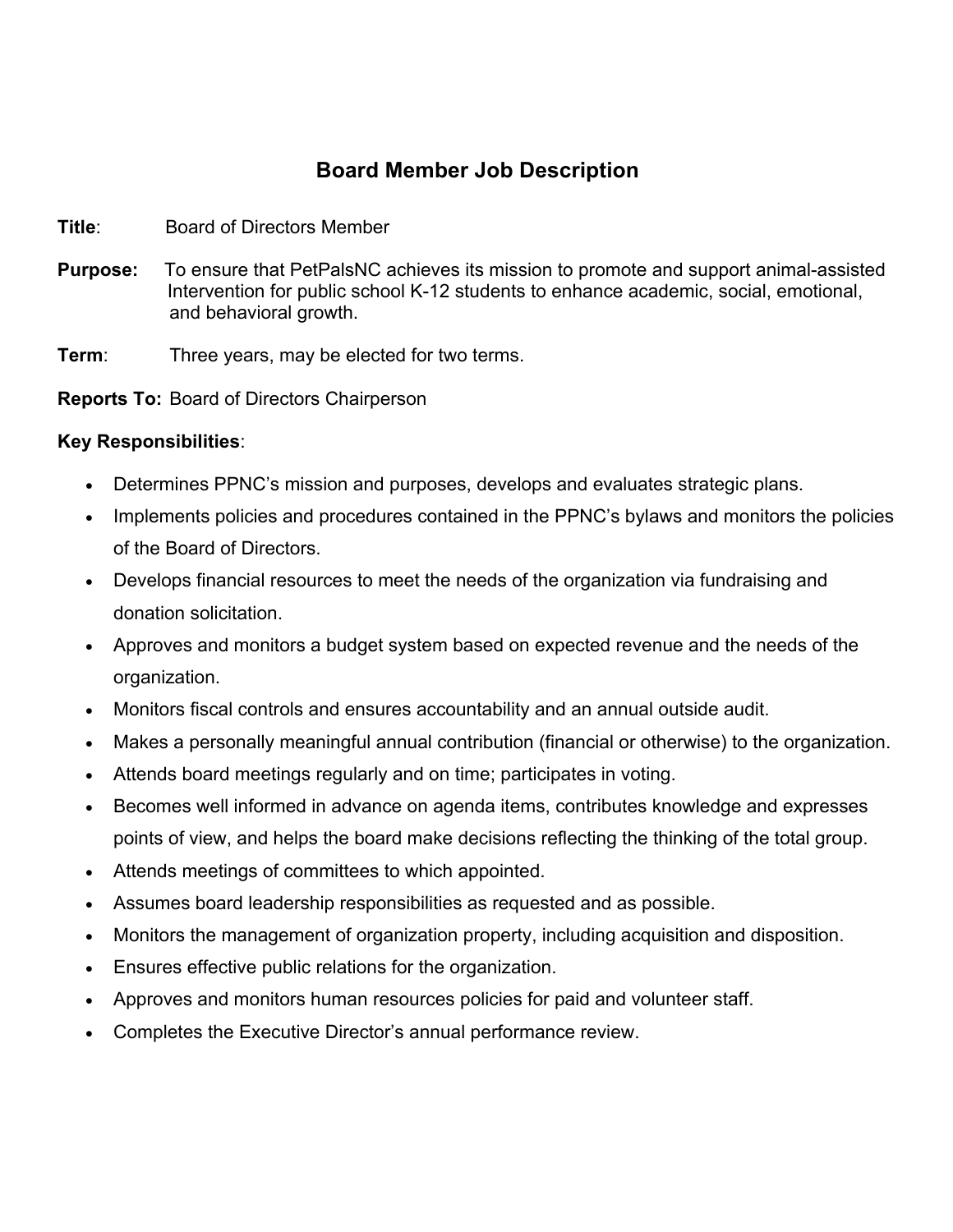## Board Member Job Description

**Title**: Board of Directors Member

**Purpose:** To ensure that PetPalsNC achieves its mission to promote and support animal-assisted Intervention for public school K-12 students to enhance academic, social, emotional, and behavioral growth.

**Term**: Three years, may be elected for two terms.

**Reports To:** Board of Directors Chairperson

**Key Responsibilities**:

- Determines PPNC's mission and purposes, develops and evaluates strategic plans.
- Implements policies and procedures contained in the PPNC's bylaws and monitors the policies of the Board of Directors.
- Develops financial resources to meet the needs of the organization via fundraising and donation solicitation.
- Approves and monitors a budget system based on expected revenue and the needs of the organization.
- Monitors fiscal controls and ensures accountability and an annual outside audit.
- Makes a personally meaningful annual contribution (financial or otherwise) to the organization.
- Attends board meetings regularly and on time; participates in voting.
- Becomes well informed in advance on agenda items, contributes knowledge and expresses points of view, and helps the board make decisions reflecting the thinking of the total group.
- Attends meetings of committees to which appointed.
- Assumes board leadership responsibilities as requested and as possible.
- Monitors the management of organization property, including acquisition and disposition.
- Ensures effective public relations for the organization.
- Approves and monitors human resources policies for paid and volunteer staff.
- Completes the Executive Director's annual performance review.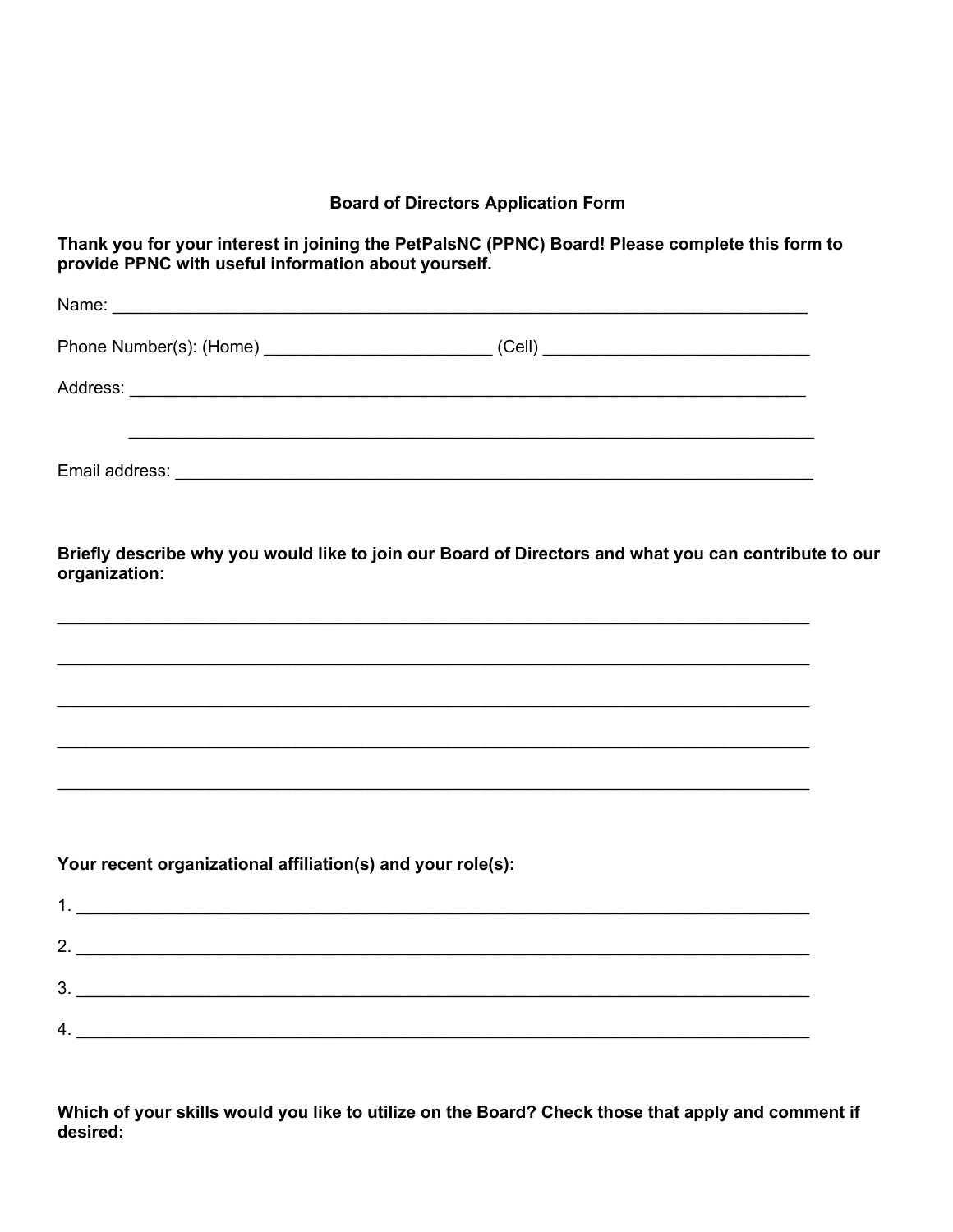**Board of Directors Application Form**

**Thank you for your interest in joining the PetPalsNC (PPNC) Board! Please complete this form to provide PPNC with useful information about yourself.**

Name: ___________________________________________________________________________

Phone Number(s): (Home) ________________________ (Cell) ___________________________

Address: _________________________________________________________________________

_________________________________________________________________________

Email address: _____________________________________________________________________

**Briefly describe why you would like to join our Board of Directors and what you can contribute to our organization:**

___________________________________________________________________________________

___________________________________________________________________________________

___________________________________________________________________________________

___________________________________________________________________________________

___________________________________________________________________________________

**Your recent organizational affiliation(s) and your role(s):**

1. ________________________________________________________________________________

2. ________________________________________________________________________________

3. ________________________________________________________________________________

4. ________________________________________________________________________________

**Which of your skills would you like to utilize on the Board? Check those that apply and comment if desired:**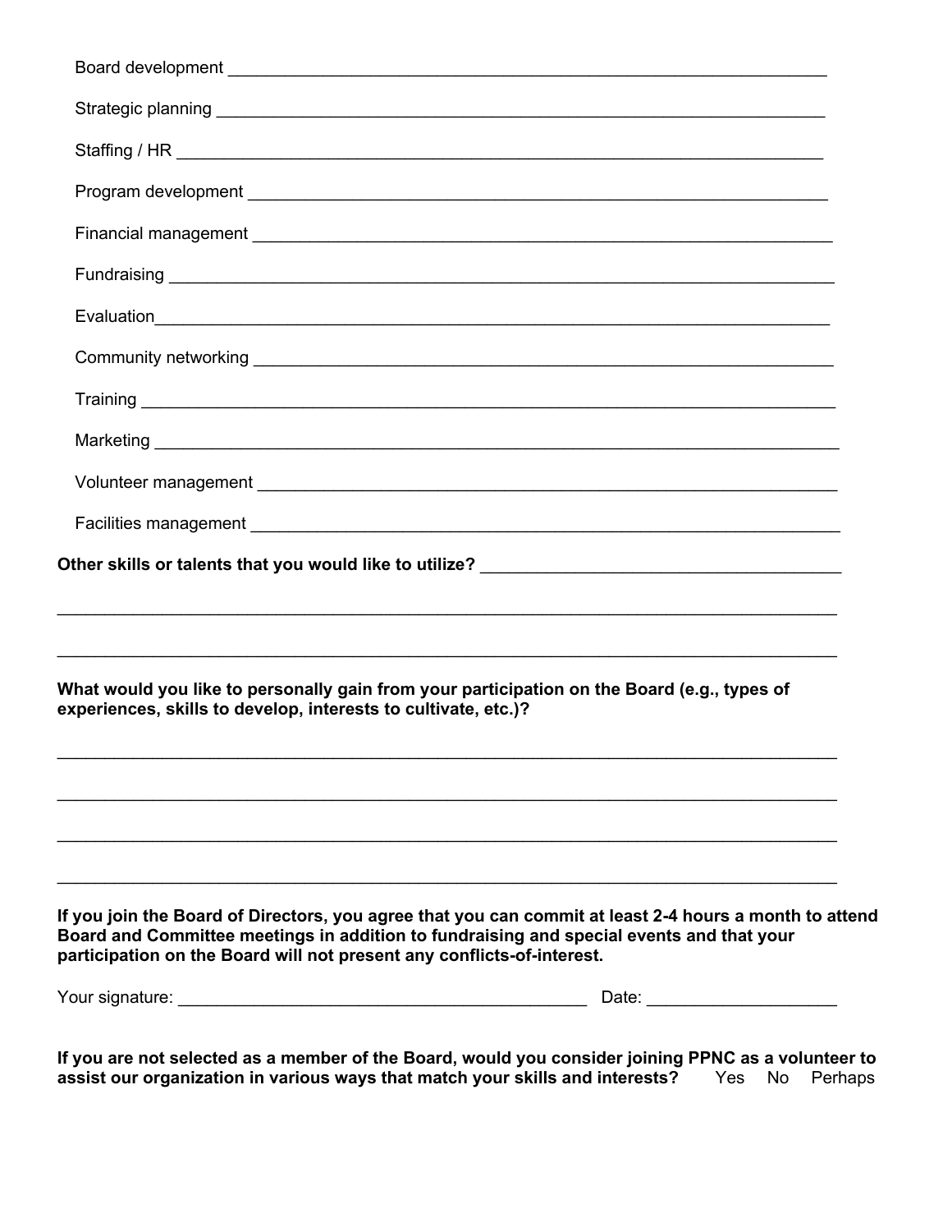Board development \_\_\_\_\_\_\_\_\_\_\_\_\_\_\_\_\_\_\_\_\_\_\_\_\_\_\_\_\_\_\_\_\_\_\_\_\_\_\_\_\_\_\_\_\_\_\_\_\_\_\_\_\_\_\_\_\_\_\_\_\_\_

Strategic planning \_\_\_\_\_\_\_\_\_\_\_\_\_\_\_\_\_\_\_\_\_\_\_\_\_\_\_\_\_\_\_\_\_\_\_\_\_\_\_\_\_\_\_\_\_\_\_\_\_\_\_\_\_\_\_\_\_\_\_\_\_\_

Staffing / HR \_\_\_\_\_\_\_\_\_\_\_\_\_\_\_\_\_\_\_\_\_\_\_\_\_\_\_\_\_\_\_\_\_\_\_\_\_\_\_\_\_\_\_\_\_\_\_\_\_\_\_\_\_\_\_\_\_\_\_\_\_\_\_\_\_\_

Program development \_\_\_\_\_\_\_\_\_\_\_\_\_\_\_\_\_\_\_\_\_\_\_\_\_\_\_\_\_\_\_\_\_\_\_\_\_\_\_\_\_\_\_\_\_\_\_\_\_\_\_\_\_\_\_\_\_\_\_\_

Financial management \_\_\_\_\_\_\_\_\_\_\_\_\_\_\_\_\_\_\_\_\_\_\_\_\_\_\_\_\_\_\_\_\_\_\_\_\_\_\_\_\_\_\_\_\_\_\_\_\_\_\_\_\_\_\_\_\_\_\_\_

Fundraising \_\_\_\_\_\_\_\_\_\_\_\_\_\_\_\_\_\_\_\_\_\_\_\_\_\_\_\_\_\_\_\_\_\_\_\_\_\_\_\_\_\_\_\_\_\_\_\_\_\_\_\_\_\_\_\_\_\_\_\_\_\_\_\_\_\_\_\_

Evaluation\_\_\_\_\_\_\_\_\_\_\_\_\_\_\_\_\_\_\_\_\_\_\_\_\_\_\_\_\_\_\_\_\_\_\_\_\_\_\_\_\_\_\_\_\_\_\_\_\_\_\_\_\_\_\_\_\_\_\_\_\_\_\_\_\_\_\_\_\_

Community networking \_\_\_\_\_\_\_\_\_\_\_\_\_\_\_\_\_\_\_\_\_\_\_\_\_\_\_\_\_\_\_\_\_\_\_\_\_\_\_\_\_\_\_\_\_\_\_\_\_\_\_\_\_\_\_\_\_\_\_\_

Training \_\_\_\_\_\_\_\_\_\_\_\_\_\_\_\_\_\_\_\_\_\_\_\_\_\_\_\_\_\_\_\_\_\_\_\_\_\_\_\_\_\_\_\_\_\_\_\_\_\_\_\_\_\_\_\_\_\_\_\_\_\_\_\_\_\_\_\_\_\_

Marketing \_\_\_\_\_\_\_\_\_\_\_\_\_\_\_\_\_\_\_\_\_\_\_\_\_\_\_\_\_\_\_\_\_\_\_\_\_\_\_\_\_\_\_\_\_\_\_\_\_\_\_\_\_\_\_\_\_\_\_\_\_\_\_\_\_\_\_\_\_

Volunteer management \_\_\_\_\_\_\_\_\_\_\_\_\_\_\_\_\_\_\_\_\_\_\_\_\_\_\_\_\_\_\_\_\_\_\_\_\_\_\_\_\_\_\_\_\_\_\_\_\_\_\_\_\_\_\_\_\_\_\_

Facilities management \_\_\_\_\_\_\_\_\_\_\_\_\_\_\_\_\_\_\_\_\_\_\_\_\_\_\_\_\_\_\_\_\_\_\_\_\_\_\_\_\_\_\_\_\_\_\_\_\_\_\_\_\_\_\_\_\_\_\_\_

**Other skills or talents that you would like to utilize?** \_\_\_\_\_\_\_\_\_\_\_\_\_\_\_\_\_\_\_\_\_\_\_\_\_\_\_\_\_\_\_\_\_\_\_\_\_\_\_\_

\_\_\_\_\_\_\_\_\_\_\_\_\_\_\_\_\_\_\_\_\_\_\_\_\_\_\_\_\_\_\_\_\_\_\_\_\_\_\_\_\_\_\_\_\_\_\_\_\_\_\_\_\_\_\_\_\_\_\_\_\_\_\_\_\_\_\_\_\_\_\_\_\_\_\_\_\_\_\_\_

\_\_\_\_\_\_\_\_\_\_\_\_\_\_\_\_\_\_\_\_\_\_\_\_\_\_\_\_\_\_\_\_\_\_\_\_\_\_\_\_\_\_\_\_\_\_\_\_\_\_\_\_\_\_\_\_\_\_\_\_\_\_\_\_\_\_\_\_\_\_\_\_\_\_\_\_\_\_\_\_

**What would you like to personally gain from your participation on the Board (e.g., types of experiences, skills to develop, interests to cultivate, etc.)?**

\_\_\_\_\_\_\_\_\_\_\_\_\_\_\_\_\_\_\_\_\_\_\_\_\_\_\_\_\_\_\_\_\_\_\_\_\_\_\_\_\_\_\_\_\_\_\_\_\_\_\_\_\_\_\_\_\_\_\_\_\_\_\_\_\_\_\_\_\_\_\_\_\_\_\_\_\_\_\_\_

\_\_\_\_\_\_\_\_\_\_\_\_\_\_\_\_\_\_\_\_\_\_\_\_\_\_\_\_\_\_\_\_\_\_\_\_\_\_\_\_\_\_\_\_\_\_\_\_\_\_\_\_\_\_\_\_\_\_\_\_\_\_\_\_\_\_\_\_\_\_\_\_\_\_\_\_\_\_\_\_

\_\_\_\_\_\_\_\_\_\_\_\_\_\_\_\_\_\_\_\_\_\_\_\_\_\_\_\_\_\_\_\_\_\_\_\_\_\_\_\_\_\_\_\_\_\_\_\_\_\_\_\_\_\_\_\_\_\_\_\_\_\_\_\_\_\_\_\_\_\_\_\_\_\_\_\_\_\_\_\_

\_\_\_\_\_\_\_\_\_\_\_\_\_\_\_\_\_\_\_\_\_\_\_\_\_\_\_\_\_\_\_\_\_\_\_\_\_\_\_\_\_\_\_\_\_\_\_\_\_\_\_\_\_\_\_\_\_\_\_\_\_\_\_\_\_\_\_\_\_\_\_\_\_\_\_\_\_\_\_\_

**If you join the Board of Directors, you agree that you can commit at least 2-4 hours a month to attend Board and Committee meetings in addition to fundraising and special events and that your participation on the Board will not present any conflicts-of-interest.**

Your signature: \_\_\_\_\_\_\_\_\_\_\_\_\_\_\_\_\_\_\_\_\_\_\_\_\_\_\_\_\_\_\_\_\_\_\_\_\_\_\_\_\_\_\_\_ Date: \_\_\_\_\_\_\_\_\_\_\_\_\_\_\_\_\_\_\_\_

**If you are not selected as a member of the Board, would you consider joining PPNC as a volunteer to assist our organization in various ways that match your skills and interests?** Yes No Perhaps